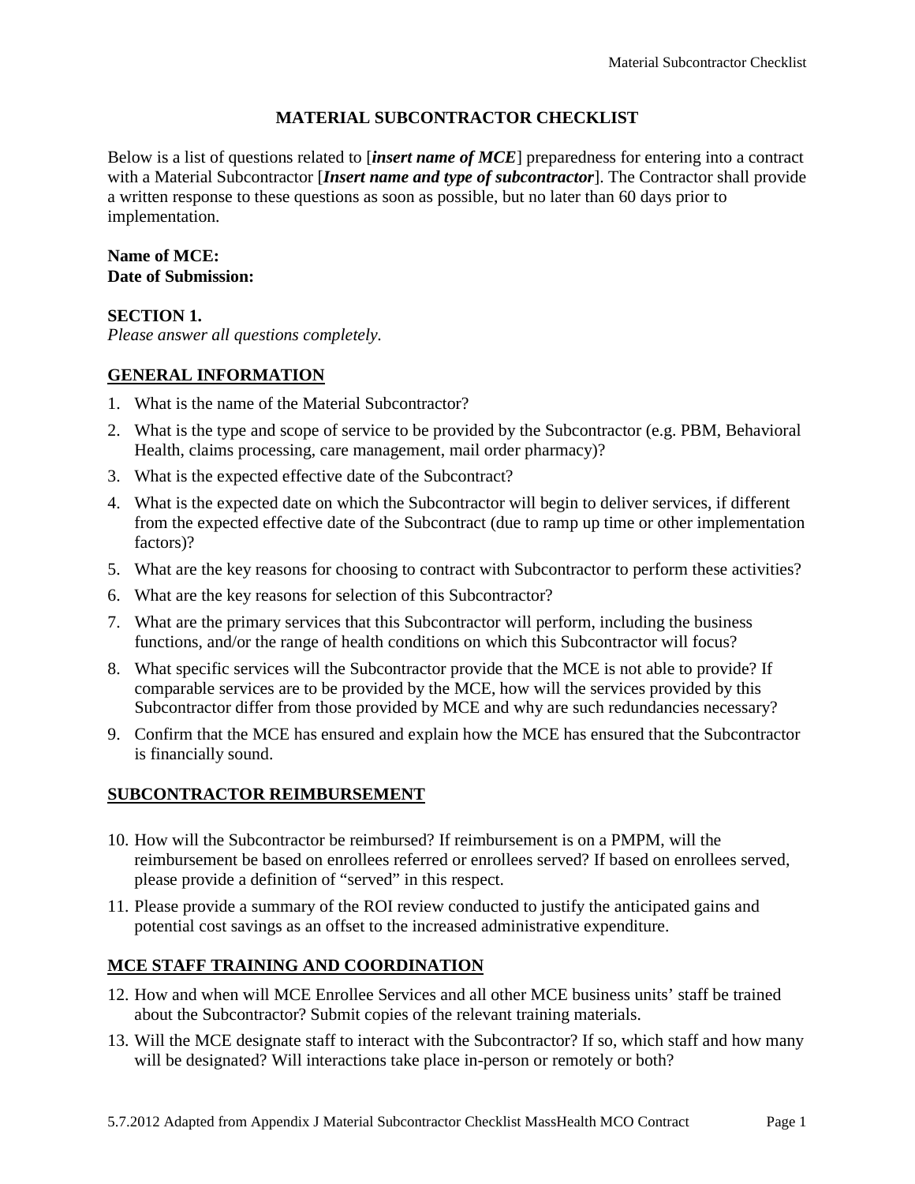# MATERIAL SUBCONTRACTOR CHECKLIST

Below is a list of questions related to [***insert name of MCE***] preparedness for entering into a contract with a Material Subcontractor [***Insert name and type of subcontractor***]. The Contractor shall provide a written response to these questions as soon as possible, but no later than 60 days prior to implementation.

**Name of MCE:**
**Date of Submission:**

**SECTION 1.**
*Please answer all questions completely.*

## GENERAL INFORMATION

1. What is the name of the Material Subcontractor?
2. What is the type and scope of service to be provided by the Subcontractor (e.g. PBM, Behavioral Health, claims processing, care management, mail order pharmacy)?
3. What is the expected effective date of the Subcontract?
4. What is the expected date on which the Subcontractor will begin to deliver services, if different from the expected effective date of the Subcontract (due to ramp up time or other implementation factors)?
5. What are the key reasons for choosing to contract with Subcontractor to perform these activities?
6. What are the key reasons for selection of this Subcontractor?
7. What are the primary services that this Subcontractor will perform, including the business functions, and/or the range of health conditions on which this Subcontractor will focus?
8. What specific services will the Subcontractor provide that the MCE is not able to provide? If comparable services are to be provided by the MCE, how will the services provided by this Subcontractor differ from those provided by MCE and why are such redundancies necessary?
9. Confirm that the MCE has ensured and explain how the MCE has ensured that the Subcontractor is financially sound.

## SUBCONTRACTOR REIMBURSEMENT

10. How will the Subcontractor be reimbursed? If reimbursement is on a PMPM, will the reimbursement be based on enrollees referred or enrollees served? If based on enrollees served, please provide a definition of "served" in this respect.
11. Please provide a summary of the ROI review conducted to justify the anticipated gains and potential cost savings as an offset to the increased administrative expenditure.

## MCE STAFF TRAINING AND COORDINATION

12. How and when will MCE Enrollee Services and all other MCE business units' staff be trained about the Subcontractor? Submit copies of the relevant training materials.
13. Will the MCE designate staff to interact with the Subcontractor? If so, which staff and how many will be designated? Will interactions take place in-person or remotely or both?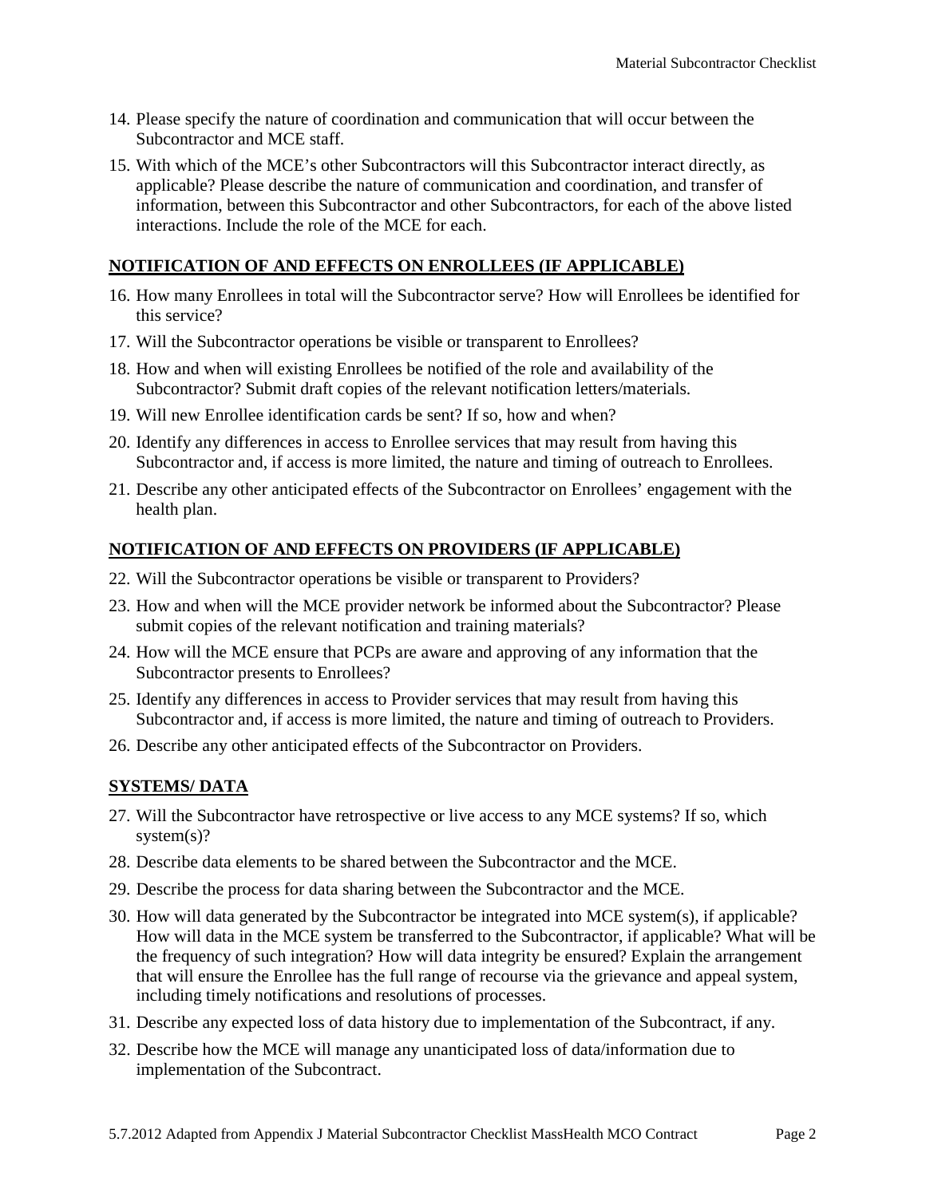14. Please specify the nature of coordination and communication that will occur between the Subcontractor and MCE staff.
15. With which of the MCE's other Subcontractors will this Subcontractor interact directly, as applicable? Please describe the nature of communication and coordination, and transfer of information, between this Subcontractor and other Subcontractors, for each of the above listed interactions. Include the role of the MCE for each.

## NOTIFICATION OF AND EFFECTS ON ENROLLEES (IF APPLICABLE)

16. How many Enrollees in total will the Subcontractor serve? How will Enrollees be identified for this service?
17. Will the Subcontractor operations be visible or transparent to Enrollees?
18. How and when will existing Enrollees be notified of the role and availability of the Subcontractor? Submit draft copies of the relevant notification letters/materials.
19. Will new Enrollee identification cards be sent? If so, how and when?
20. Identify any differences in access to Enrollee services that may result from having this Subcontractor and, if access is more limited, the nature and timing of outreach to Enrollees.
21. Describe any other anticipated effects of the Subcontractor on Enrollees' engagement with the health plan.

## NOTIFICATION OF AND EFFECTS ON PROVIDERS (IF APPLICABLE)

22. Will the Subcontractor operations be visible or transparent to Providers?
23. How and when will the MCE provider network be informed about the Subcontractor? Please submit copies of the relevant notification and training materials?
24. How will the MCE ensure that PCPs are aware and approving of any information that the Subcontractor presents to Enrollees?
25. Identify any differences in access to Provider services that may result from having this Subcontractor and, if access is more limited, the nature and timing of outreach to Providers.
26. Describe any other anticipated effects of the Subcontractor on Providers.

## SYSTEMS/ DATA

27. Will the Subcontractor have retrospective or live access to any MCE systems? If so, which system(s)?
28. Describe data elements to be shared between the Subcontractor and the MCE.
29. Describe the process for data sharing between the Subcontractor and the MCE.
30. How will data generated by the Subcontractor be integrated into MCE system(s), if applicable? How will data in the MCE system be transferred to the Subcontractor, if applicable? What will be the frequency of such integration? How will data integrity be ensured? Explain the arrangement that will ensure the Enrollee has the full range of recourse via the grievance and appeal system, including timely notifications and resolutions of processes.
31. Describe any expected loss of data history due to implementation of the Subcontract, if any.
32. Describe how the MCE will manage any unanticipated loss of data/information due to implementation of the Subcontract.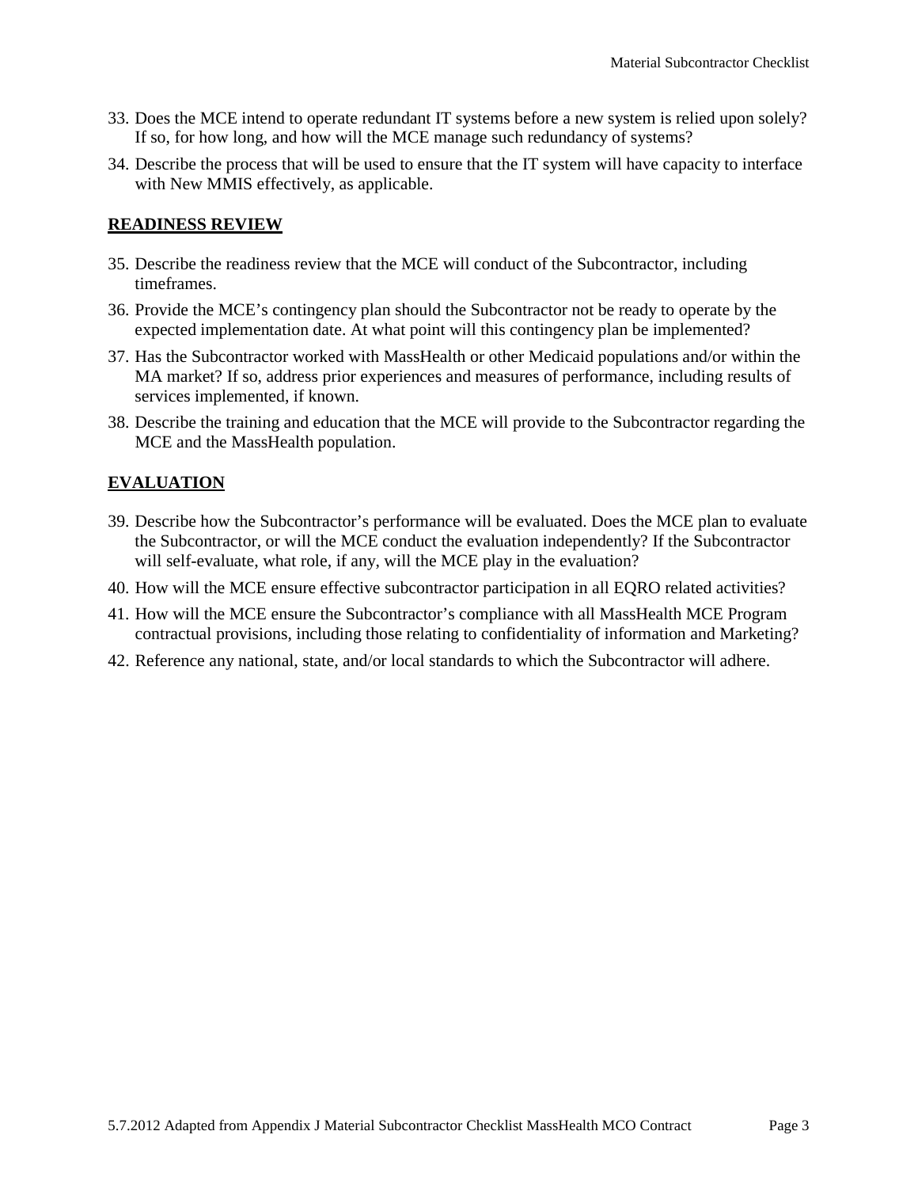33. Does the MCE intend to operate redundant IT systems before a new system is relied upon solely? If so, for how long, and how will the MCE manage such redundancy of systems?
34. Describe the process that will be used to ensure that the IT system will have capacity to interface with New MMIS effectively, as applicable.

**READINESS REVIEW**

35. Describe the readiness review that the MCE will conduct of the Subcontractor, including timeframes.
36. Provide the MCE's contingency plan should the Subcontractor not be ready to operate by the expected implementation date. At what point will this contingency plan be implemented?
37. Has the Subcontractor worked with MassHealth or other Medicaid populations and/or within the MA market? If so, address prior experiences and measures of performance, including results of services implemented, if known.
38. Describe the training and education that the MCE will provide to the Subcontractor regarding the MCE and the MassHealth population.

**EVALUATION**

39. Describe how the Subcontractor's performance will be evaluated. Does the MCE plan to evaluate the Subcontractor, or will the MCE conduct the evaluation independently? If the Subcontractor will self-evaluate, what role, if any, will the MCE play in the evaluation?
40. How will the MCE ensure effective subcontractor participation in all EQRO related activities?
41. How will the MCE ensure the Subcontractor's compliance with all MassHealth MCE Program contractual provisions, including those relating to confidentiality of information and Marketing?
42. Reference any national, state, and/or local standards to which the Subcontractor will adhere.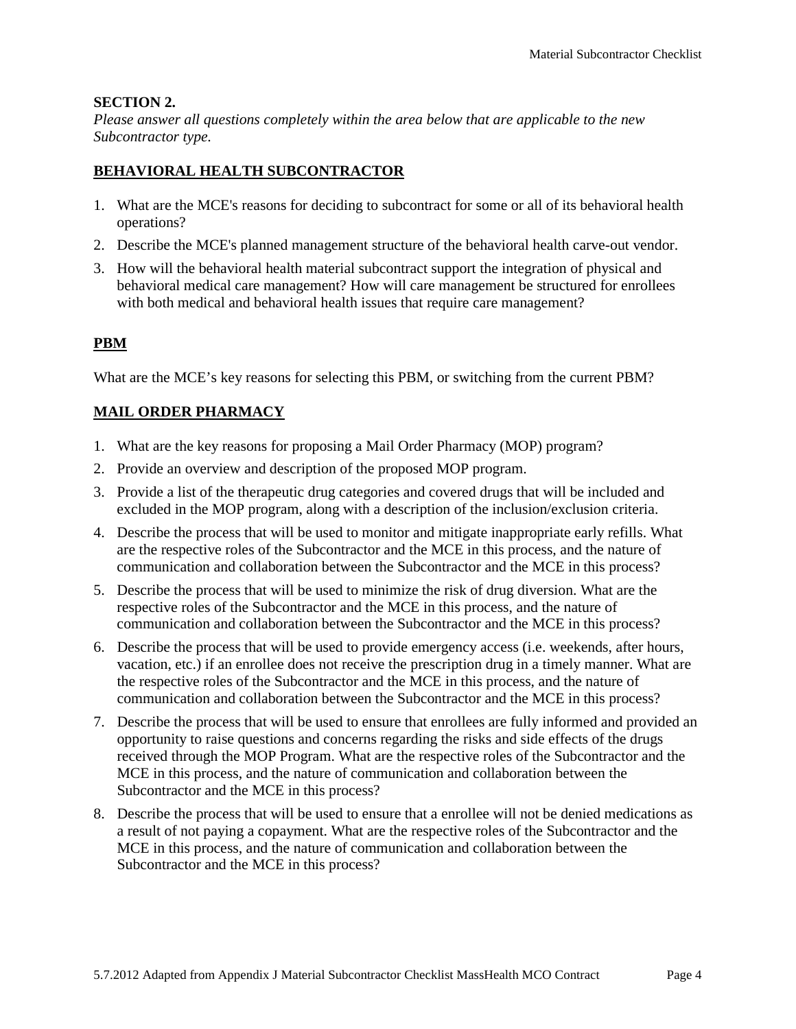**SECTION 2.**

*Please answer all questions completely within the area below that are applicable to the new Subcontractor type.*

## BEHAVIORAL HEALTH SUBCONTRACTOR

1. What are the MCE's reasons for deciding to subcontract for some or all of its behavioral health operations?
2. Describe the MCE's planned management structure of the behavioral health carve-out vendor.
3. How will the behavioral health material subcontract support the integration of physical and behavioral medical care management? How will care management be structured for enrollees with both medical and behavioral health issues that require care management?

## PBM

What are the MCE's key reasons for selecting this PBM, or switching from the current PBM?

## MAIL ORDER PHARMACY

1. What are the key reasons for proposing a Mail Order Pharmacy (MOP) program?
2. Provide an overview and description of the proposed MOP program.
3. Provide a list of the therapeutic drug categories and covered drugs that will be included and excluded in the MOP program, along with a description of the inclusion/exclusion criteria.
4. Describe the process that will be used to monitor and mitigate inappropriate early refills. What are the respective roles of the Subcontractor and the MCE in this process, and the nature of communication and collaboration between the Subcontractor and the MCE in this process?
5. Describe the process that will be used to minimize the risk of drug diversion. What are the respective roles of the Subcontractor and the MCE in this process, and the nature of communication and collaboration between the Subcontractor and the MCE in this process?
6. Describe the process that will be used to provide emergency access (i.e. weekends, after hours, vacation, etc.) if an enrollee does not receive the prescription drug in a timely manner. What are the respective roles of the Subcontractor and the MCE in this process, and the nature of communication and collaboration between the Subcontractor and the MCE in this process?
7. Describe the process that will be used to ensure that enrollees are fully informed and provided an opportunity to raise questions and concerns regarding the risks and side effects of the drugs received through the MOP Program. What are the respective roles of the Subcontractor and the MCE in this process, and the nature of communication and collaboration between the Subcontractor and the MCE in this process?
8. Describe the process that will be used to ensure that a enrollee will not be denied medications as a result of not paying a copayment. What are the respective roles of the Subcontractor and the MCE in this process, and the nature of communication and collaboration between the Subcontractor and the MCE in this process?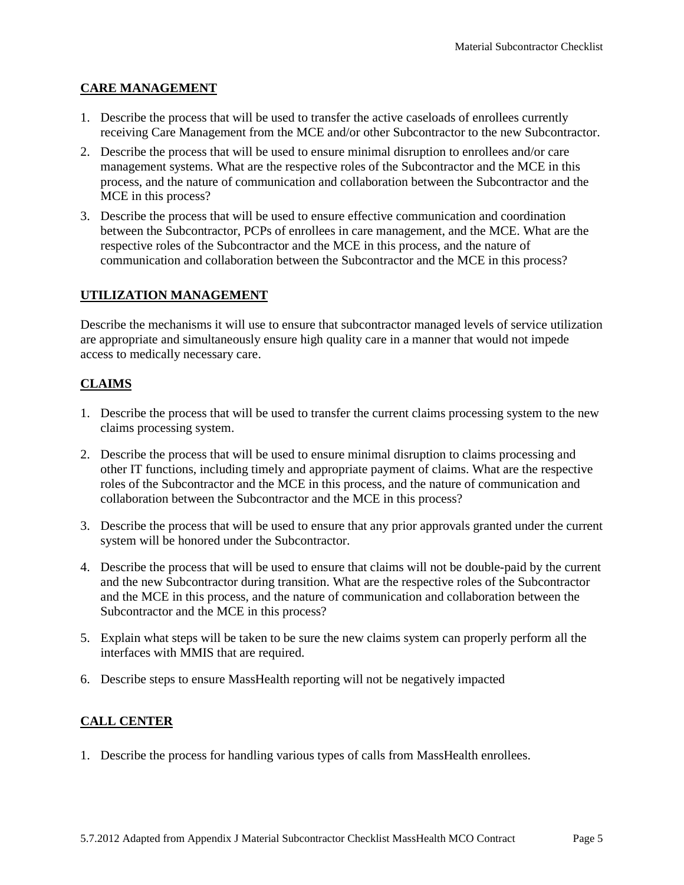## CARE MANAGEMENT

1. Describe the process that will be used to transfer the active caseloads of enrollees currently receiving Care Management from the MCE and/or other Subcontractor to the new Subcontractor.
2. Describe the process that will be used to ensure minimal disruption to enrollees and/or care management systems. What are the respective roles of the Subcontractor and the MCE in this process, and the nature of communication and collaboration between the Subcontractor and the MCE in this process?
3. Describe the process that will be used to ensure effective communication and coordination between the Subcontractor, PCPs of enrollees in care management, and the MCE. What are the respective roles of the Subcontractor and the MCE in this process, and the nature of communication and collaboration between the Subcontractor and the MCE in this process?

## UTILIZATION MANAGEMENT

Describe the mechanisms it will use to ensure that subcontractor managed levels of service utilization are appropriate and simultaneously ensure high quality care in a manner that would not impede access to medically necessary care.

## CLAIMS

1. Describe the process that will be used to transfer the current claims processing system to the new claims processing system.
2. Describe the process that will be used to ensure minimal disruption to claims processing and other IT functions, including timely and appropriate payment of claims. What are the respective roles of the Subcontractor and the MCE in this process, and the nature of communication and collaboration between the Subcontractor and the MCE in this process?
3. Describe the process that will be used to ensure that any prior approvals granted under the current system will be honored under the Subcontractor.
4. Describe the process that will be used to ensure that claims will not be double-paid by the current and the new Subcontractor during transition. What are the respective roles of the Subcontractor and the MCE in this process, and the nature of communication and collaboration between the Subcontractor and the MCE in this process?
5. Explain what steps will be taken to be sure the new claims system can properly perform all the interfaces with MMIS that are required.
6. Describe steps to ensure MassHealth reporting will not be negatively impacted

## CALL CENTER

1. Describe the process for handling various types of calls from MassHealth enrollees.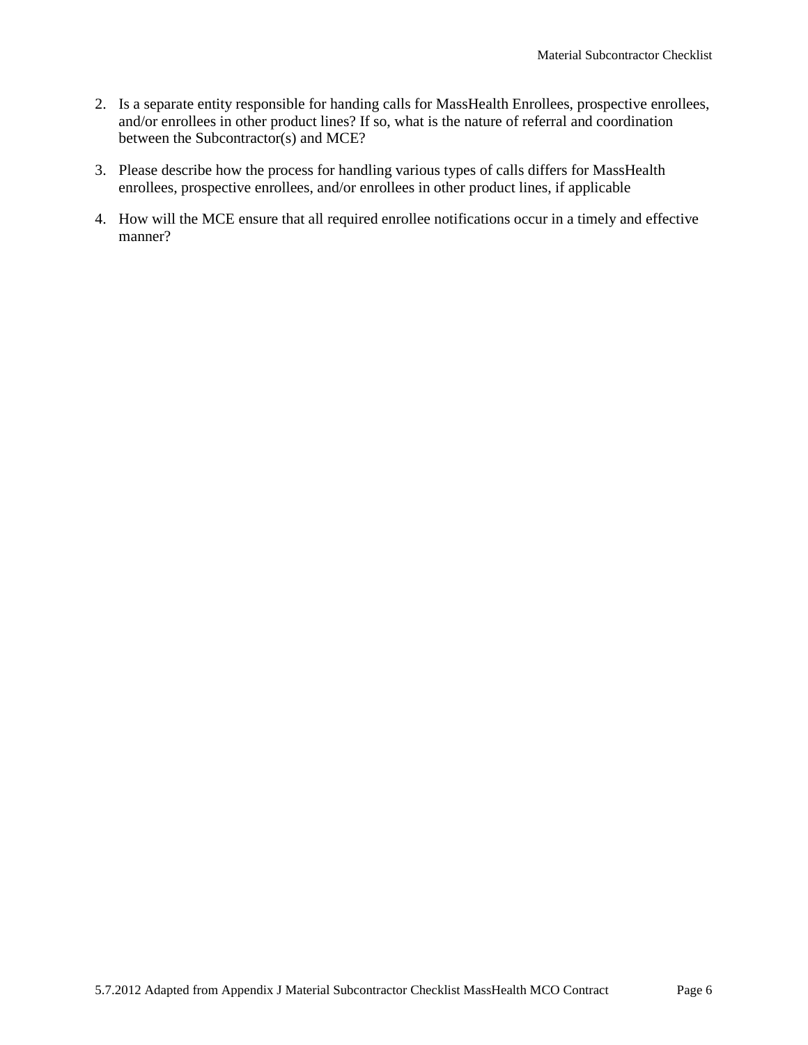2. Is a separate entity responsible for handing calls for MassHealth Enrollees, prospective enrollees, and/or enrollees in other product lines? If so, what is the nature of referral and coordination between the Subcontractor(s) and MCE?

3. Please describe how the process for handling various types of calls differs for MassHealth enrollees, prospective enrollees, and/or enrollees in other product lines, if applicable

4. How will the MCE ensure that all required enrollee notifications occur in a timely and effective manner?